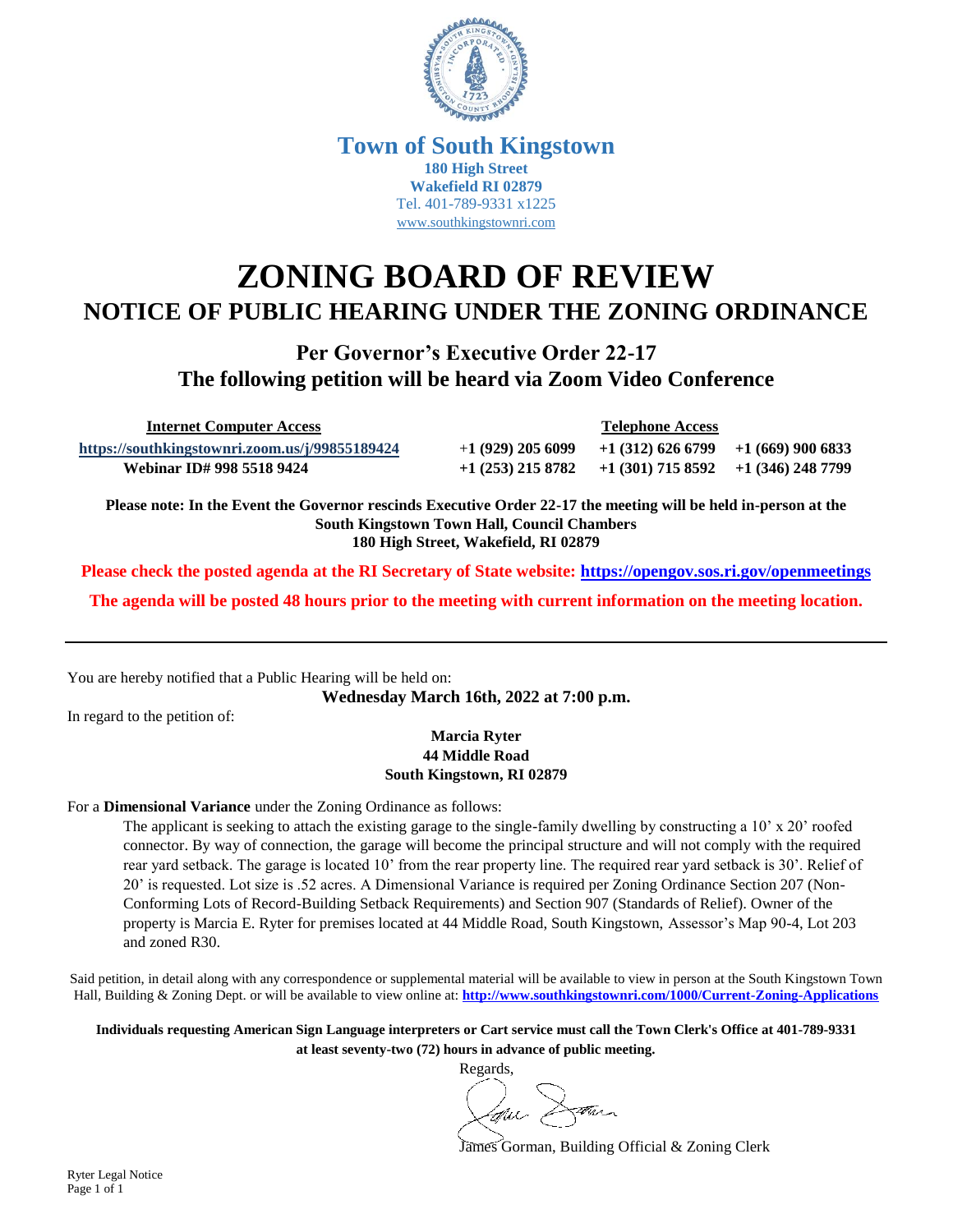**Town of South Kingstown**
**180 High Street**
**Wakefield RI 02879**
Tel. 401-789-9331 x1225
www.southkingstownri.com

# ZONING BOARD OF REVIEW

## NOTICE OF PUBLIC HEARING UNDER THE ZONING ORDINANCE

### Per Governor's Executive Order 22-17
### The following petition will be heard via Zoom Video Conference

| Internet Computer Access | Telephone Access | | |
|---|---|---|---|
| https://southkingstownri.zoom.us/j/99855189424 | +1 (929) 205 6099 | +1 (312) 626 6799 | +1 (669) 900 6833 |
| Webinar ID# 998 5518 9424 | +1 (253) 215 8782 | +1 (301) 715 8592 | +1 (346) 248 7799 |

**Please note: In the Event the Governor rescinds Executive Order 22-17 the meeting will be held in-person at the South Kingstown Town Hall, Council Chambers 180 High Street, Wakefield, RI 02879**

**Please check the posted agenda at the RI Secretary of State website: https://opengov.sos.ri.gov/openmeetings**

**The agenda will be posted 48 hours prior to the meeting with current information on the meeting location.**

---

You are hereby notified that a Public Hearing will be held on:

**Wednesday March 16th, 2022 at 7:00 p.m.**

In regard to the petition of:

**Marcia Ryter**
**44 Middle Road**
**South Kingstown, RI 02879**

For a **Dimensional Variance** under the Zoning Ordinance as follows:

The applicant is seeking to attach the existing garage to the single-family dwelling by constructing a 10' x 20' roofed connector. By way of connection, the garage will become the principal structure and will not comply with the required rear yard setback. The garage is located 10' from the rear property line. The required rear yard setback is 30'. Relief of 20' is requested. Lot size is .52 acres. A Dimensional Variance is required per Zoning Ordinance Section 207 (Non-Conforming Lots of Record-Building Setback Requirements) and Section 907 (Standards of Relief). Owner of the property is Marcia E. Ryter for premises located at 44 Middle Road, South Kingstown, Assessor's Map 90-4, Lot 203 and zoned R30.

Said petition, in detail along with any correspondence or supplemental material will be available to view in person at the South Kingstown Town Hall, Building & Zoning Dept. or will be available to view online at: **http://www.southkingstownri.com/1000/Current-Zoning-Applications**

**Individuals requesting American Sign Language interpreters or Cart service must call the Town Clerk's Office at 401-789-9331 at least seventy-two (72) hours in advance of public meeting.**

Regards,

James Gorman, Building Official & Zoning Clerk

Ryter Legal Notice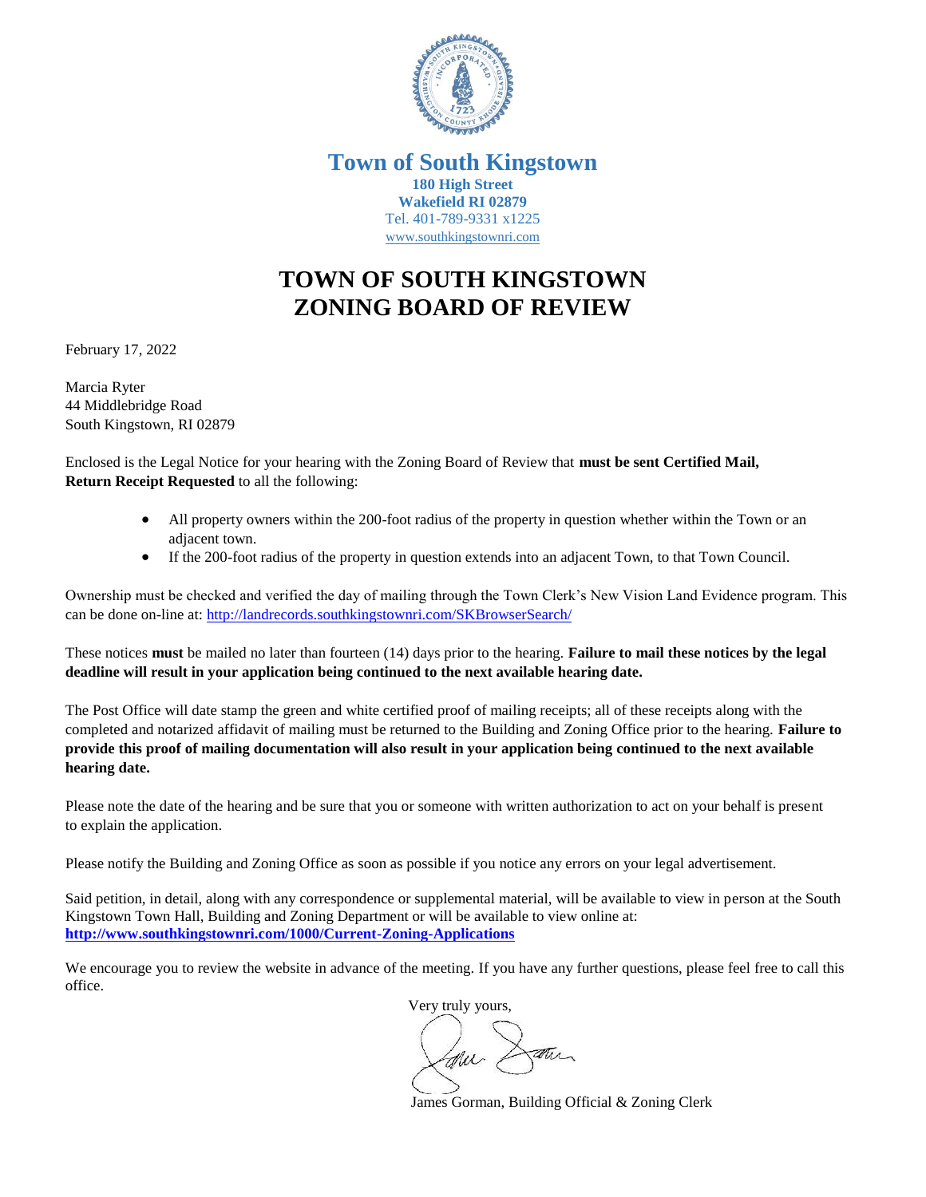**Town of South Kingstown**
**180 High Street**
**Wakefield RI 02879**
Tel. 401-789-9331 x1225
www.southkingstownri.com

# TOWN OF SOUTH KINGSTOWN
# ZONING BOARD OF REVIEW

February 17, 2022

Marcia Ryter
44 Middlebridge Road
South Kingstown, RI 02879

Enclosed is the Legal Notice for your hearing with the Zoning Board of Review that **must be sent Certified Mail, Return Receipt Requested** to all the following:

- All property owners within the 200-foot radius of the property in question whether within the Town or an adjacent town.
- If the 200-foot radius of the property in question extends into an adjacent Town, to that Town Council.

Ownership must be checked and verified the day of mailing through the Town Clerk's New Vision Land Evidence program. This can be done on-line at: http://landrecords.southkingstownri.com/SKBrowserSearch/

These notices **must** be mailed no later than fourteen (14) days prior to the hearing. **Failure to mail these notices by the legal deadline will result in your application being continued to the next available hearing date.**

The Post Office will date stamp the green and white certified proof of mailing receipts; all of these receipts along with the completed and notarized affidavit of mailing must be returned to the Building and Zoning Office prior to the hearing. **Failure to provide this proof of mailing documentation will also result in your application being continued to the next available hearing date.**

Please note the date of the hearing and be sure that you or someone with written authorization to act on your behalf is present to explain the application.

Please notify the Building and Zoning Office as soon as possible if you notice any errors on your legal advertisement.

Said petition, in detail, along with any correspondence or supplemental material, will be available to view in person at the South Kingstown Town Hall, Building and Zoning Department or will be available to view online at: **http://www.southkingstownri.com/1000/Current-Zoning-Applications**

We encourage you to review the website in advance of the meeting. If you have any further questions, please feel free to call this office.

Very truly yours,

James Gorman, Building Official & Zoning Clerk